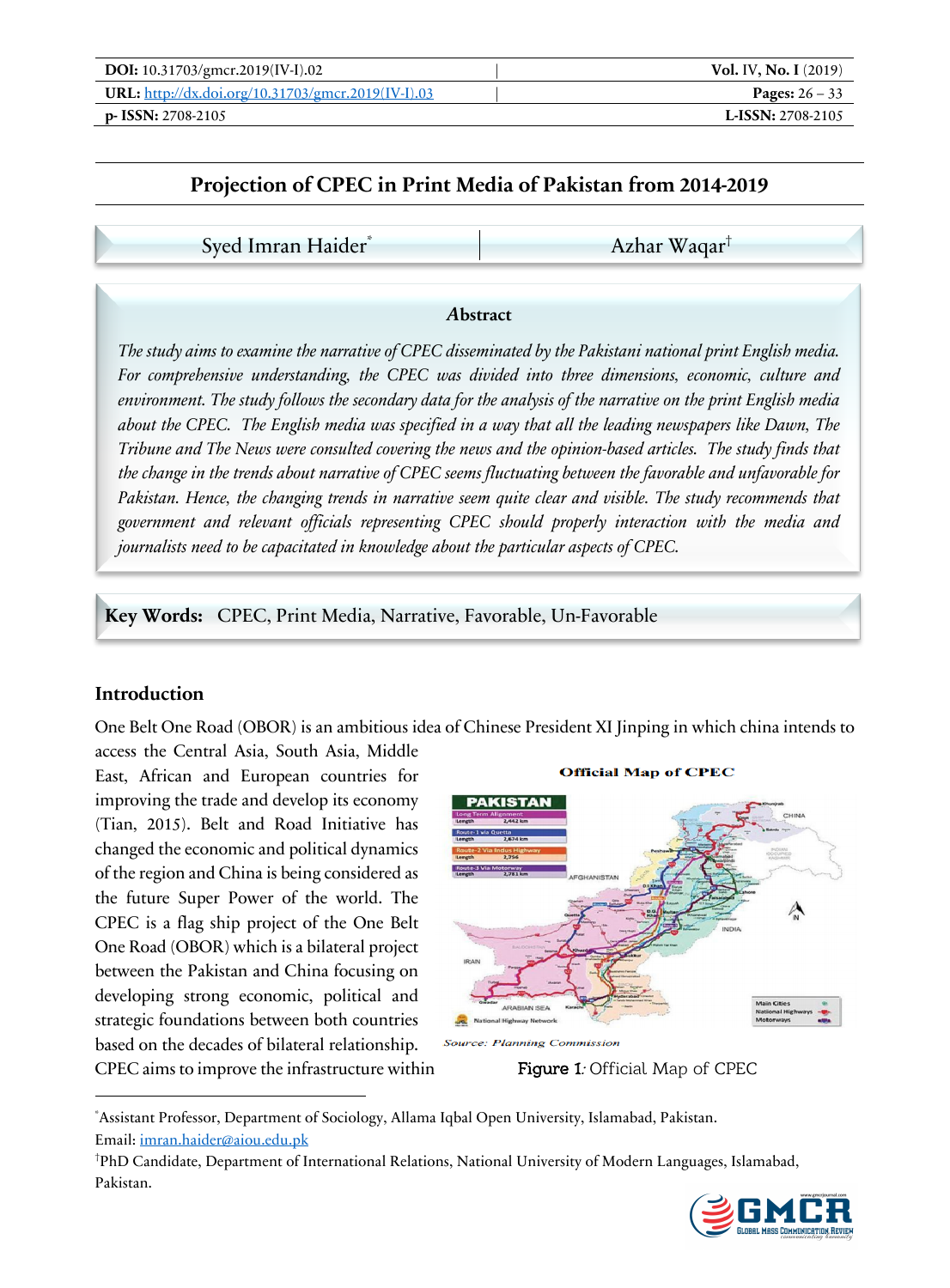# Projection of CPEC in Print Media of Pakistan from 2014-2019

Syed Imran Haider[*] | Azhar Waqar[†]

### Abstract

*The study aims to examine the narrative of CPEC disseminated by the Pakistani national print English media. For comprehensive understanding, the CPEC was divided into three dimensions, economic, culture and environment. The study follows the secondary data for the analysis of the narrative on the print English media about the CPEC. The English media was specified in a way that all the leading newspapers like Dawn, The Tribune and The News were consulted covering the news and the opinion-based articles. The study finds that the change in the trends about narrative of CPEC seems fluctuating between the favorable and unfavorable for Pakistan. Hence, the changing trends in narrative seem quite clear and visible. The study recommends that government and relevant officials representing CPEC should properly interaction with the media and journalists need to be capacitated in knowledge about the particular aspects of CPEC.*

**Key Words:** CPEC, Print Media, Narrative, Favorable, Un-Favorable

## Introduction

One Belt One Road (OBOR) is an ambitious idea of Chinese President XI Jinping in which china intends to access the Central Asia, South Asia, Middle East, African and European countries for improving the trade and develop its economy (Tian, 2015). Belt and Road Initiative has changed the economic and political dynamics of the region and China is being considered as the future Super Power of the world. The CPEC is a flag ship project of the One Belt One Road (OBOR) which is a bilateral project between the Pakistan and China focusing on developing strong economic, political and strategic foundations between both countries based on the decades of bilateral relationship. CPEC aims to improve the infrastructure within

Official Map of CPEC

Source: Planning Commission

**Figure 1***:* Official Map of CPEC

---

[*] Assistant Professor, Department of Sociology, Allama Iqbal Open University, Islamabad, Pakistan. Email: imran.haider@aiou.edu.pk

[†] PhD Candidate, Department of International Relations, National University of Modern Languages, Islamabad, Pakistan.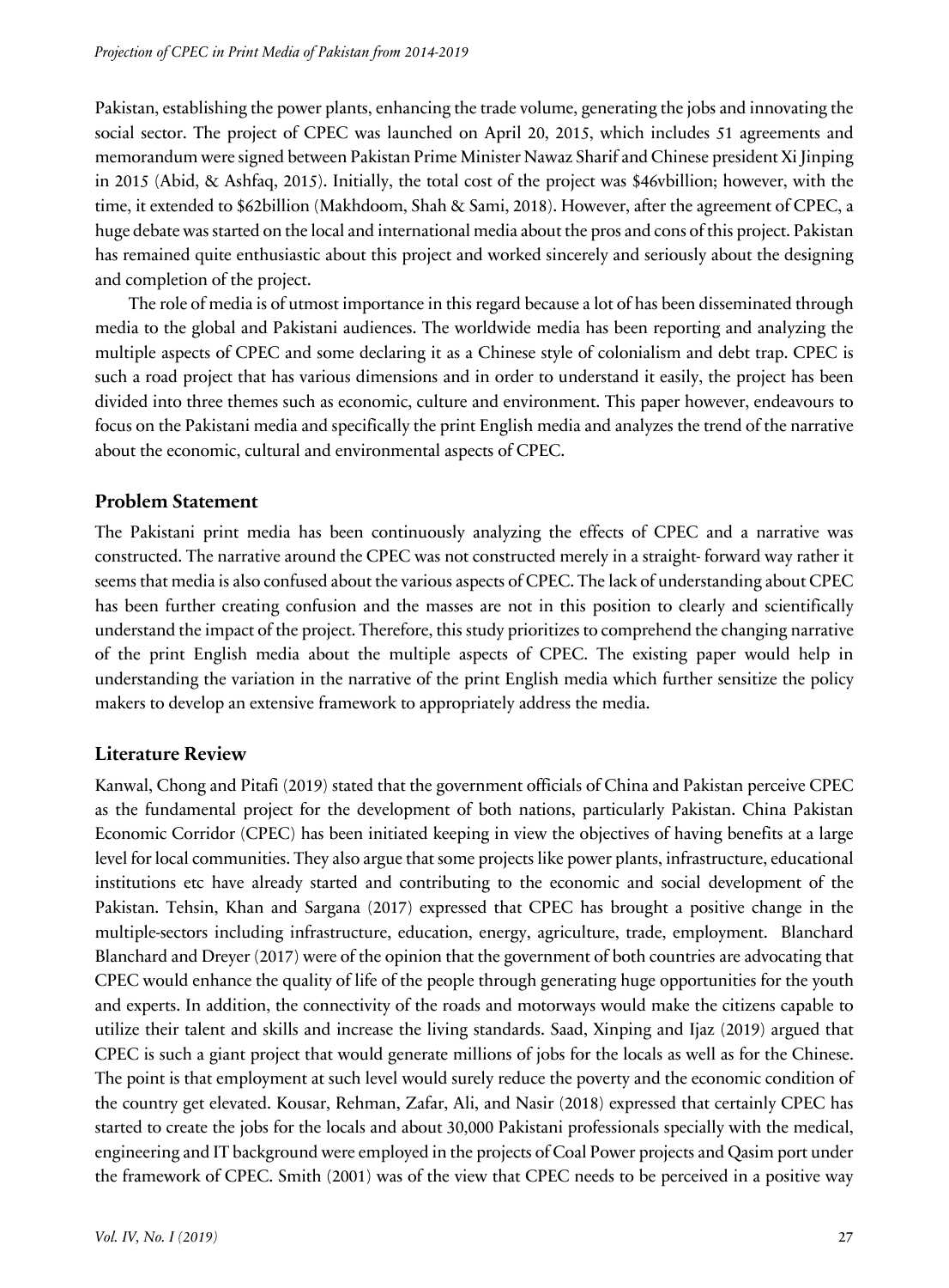Pakistan, establishing the power plants, enhancing the trade volume, generating the jobs and innovating the social sector. The project of CPEC was launched on April 20, 2015, which includes 51 agreements and memorandum were signed between Pakistan Prime Minister Nawaz Sharif and Chinese president Xi Jinping in 2015 (Abid, & Ashfaq, 2015). Initially, the total cost of the project was $46vbillion; however, with the time, it extended to $62billion (Makhdoom, Shah & Sami, 2018). However, after the agreement of CPEC, a huge debate was started on the local and international media about the pros and cons of this project. Pakistan has remained quite enthusiastic about this project and worked sincerely and seriously about the designing and completion of the project.

The role of media is of utmost importance in this regard because a lot of has been disseminated through media to the global and Pakistani audiences. The worldwide media has been reporting and analyzing the multiple aspects of CPEC and some declaring it as a Chinese style of colonialism and debt trap. CPEC is such a road project that has various dimensions and in order to understand it easily, the project has been divided into three themes such as economic, culture and environment. This paper however, endeavours to focus on the Pakistani media and specifically the print English media and analyzes the trend of the narrative about the economic, cultural and environmental aspects of CPEC.

## Problem Statement

The Pakistani print media has been continuously analyzing the effects of CPEC and a narrative was constructed. The narrative around the CPEC was not constructed merely in a straight- forward way rather it seems that media is also confused about the various aspects of CPEC. The lack of understanding about CPEC has been further creating confusion and the masses are not in this position to clearly and scientifically understand the impact of the project. Therefore, this study prioritizes to comprehend the changing narrative of the print English media about the multiple aspects of CPEC. The existing paper would help in understanding the variation in the narrative of the print English media which further sensitize the policy makers to develop an extensive framework to appropriately address the media.

## Literature Review

Kanwal, Chong and Pitafi (2019) stated that the government officials of China and Pakistan perceive CPEC as the fundamental project for the development of both nations, particularly Pakistan. China Pakistan Economic Corridor (CPEC) has been initiated keeping in view the objectives of having benefits at a large level for local communities. They also argue that some projects like power plants, infrastructure, educational institutions etc have already started and contributing to the economic and social development of the Pakistan. Tehsin, Khan and Sargana (2017) expressed that CPEC has brought a positive change in the multiple-sectors including infrastructure, education, energy, agriculture, trade, employment. Blanchard Blanchard and Dreyer (2017) were of the opinion that the government of both countries are advocating that CPEC would enhance the quality of life of the people through generating huge opportunities for the youth and experts. In addition, the connectivity of the roads and motorways would make the citizens capable to utilize their talent and skills and increase the living standards. Saad, Xinping and Ijaz (2019) argued that CPEC is such a giant project that would generate millions of jobs for the locals as well as for the Chinese. The point is that employment at such level would surely reduce the poverty and the economic condition of the country get elevated. Kousar, Rehman, Zafar, Ali, and Nasir (2018) expressed that certainly CPEC has started to create the jobs for the locals and about 30,000 Pakistani professionals specially with the medical, engineering and IT background were employed in the projects of Coal Power projects and Qasim port under the framework of CPEC. Smith (2001) was of the view that CPEC needs to be perceived in a positive way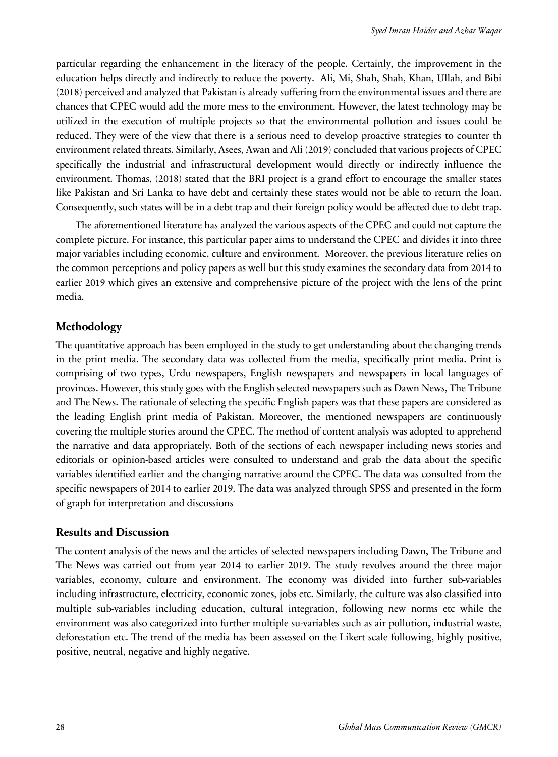particular regarding the enhancement in the literacy of the people. Certainly, the improvement in the education helps directly and indirectly to reduce the poverty. Ali, Mi, Shah, Shah, Khan, Ullah, and Bibi (2018) perceived and analyzed that Pakistan is already suffering from the environmental issues and there are chances that CPEC would add the more mess to the environment. However, the latest technology may be utilized in the execution of multiple projects so that the environmental pollution and issues could be reduced. They were of the view that there is a serious need to develop proactive strategies to counter th environment related threats. Similarly, Asees, Awan and Ali (2019) concluded that various projects of CPEC specifically the industrial and infrastructural development would directly or indirectly influence the environment. Thomas, (2018) stated that the BRI project is a grand effort to encourage the smaller states like Pakistan and Sri Lanka to have debt and certainly these states would not be able to return the loan. Consequently, such states will be in a debt trap and their foreign policy would be affected due to debt trap.

The aforementioned literature has analyzed the various aspects of the CPEC and could not capture the complete picture. For instance, this particular paper aims to understand the CPEC and divides it into three major variables including economic, culture and environment. Moreover, the previous literature relies on the common perceptions and policy papers as well but this study examines the secondary data from 2014 to earlier 2019 which gives an extensive and comprehensive picture of the project with the lens of the print media.

## Methodology

The quantitative approach has been employed in the study to get understanding about the changing trends in the print media. The secondary data was collected from the media, specifically print media. Print is comprising of two types, Urdu newspapers, English newspapers and newspapers in local languages of provinces. However, this study goes with the English selected newspapers such as Dawn News, The Tribune and The News. The rationale of selecting the specific English papers was that these papers are considered as the leading English print media of Pakistan. Moreover, the mentioned newspapers are continuously covering the multiple stories around the CPEC. The method of content analysis was adopted to apprehend the narrative and data appropriately. Both of the sections of each newspaper including news stories and editorials or opinion-based articles were consulted to understand and grab the data about the specific variables identified earlier and the changing narrative around the CPEC. The data was consulted from the specific newspapers of 2014 to earlier 2019. The data was analyzed through SPSS and presented in the form of graph for interpretation and discussions

## Results and Discussion

The content analysis of the news and the articles of selected newspapers including Dawn, The Tribune and The News was carried out from year 2014 to earlier 2019. The study revolves around the three major variables, economy, culture and environment. The economy was divided into further sub-variables including infrastructure, electricity, economic zones, jobs etc. Similarly, the culture was also classified into multiple sub-variables including education, cultural integration, following new norms etc while the environment was also categorized into further multiple su-variables such as air pollution, industrial waste, deforestation etc. The trend of the media has been assessed on the Likert scale following, highly positive, positive, neutral, negative and highly negative.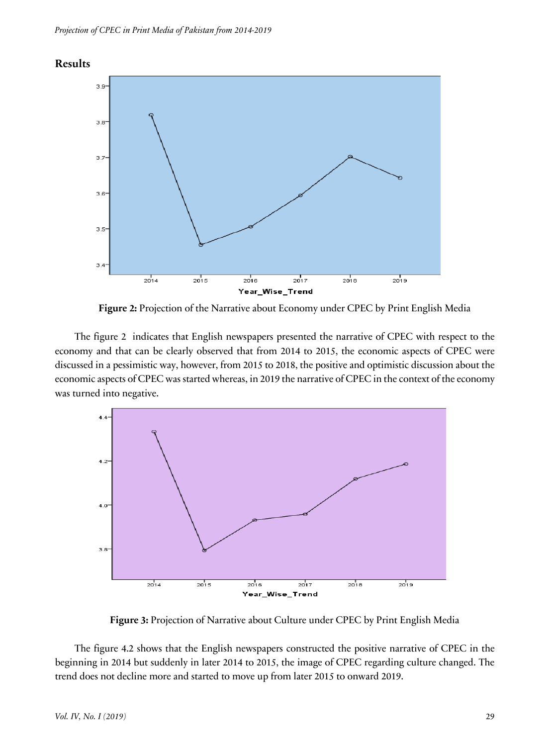## Results

**Figure 2:** Projection of the Narrative about Economy under CPEC by Print English Media

The figure 2 indicates that English newspapers presented the narrative of CPEC with respect to the economy and that can be clearly observed that from 2014 to 2015, the economic aspects of CPEC were discussed in a pessimistic way, however, from 2015 to 2018, the positive and optimistic discussion about the economic aspects of CPEC was started whereas, in 2019 the narrative of CPEC in the context of the economy was turned into negative.

**Figure 3:** Projection of Narrative about Culture under CPEC by Print English Media

The figure 4.2 shows that the English newspapers constructed the positive narrative of CPEC in the beginning in 2014 but suddenly in later 2014 to 2015, the image of CPEC regarding culture changed. The trend does not decline more and started to move up from later 2015 to onward 2019.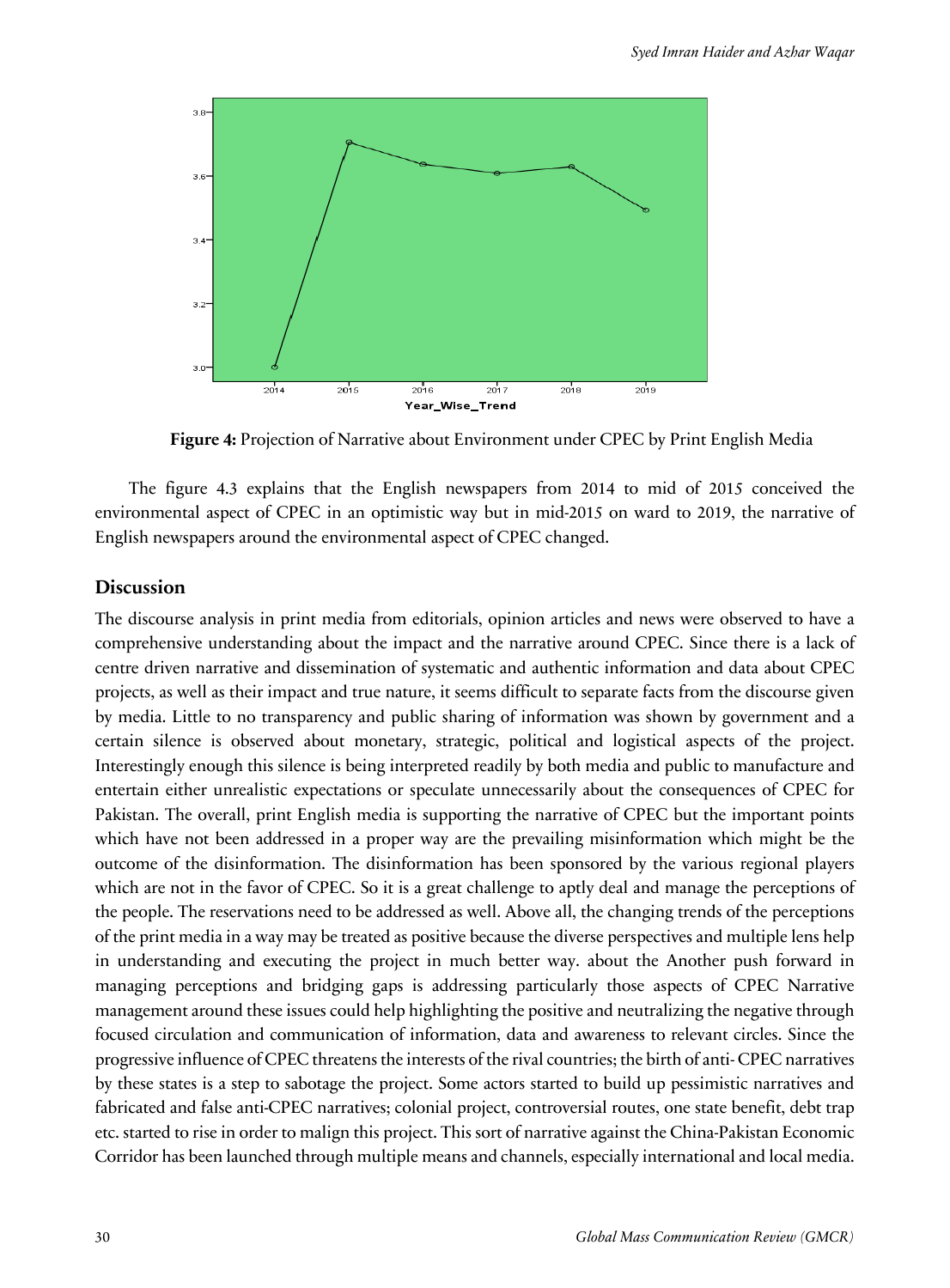**Figure 4:** Projection of Narrative about Environment under CPEC by Print English Media

The figure 4.3 explains that the English newspapers from 2014 to mid of 2015 conceived the environmental aspect of CPEC in an optimistic way but in mid-2015 on ward to 2019, the narrative of English newspapers around the environmental aspect of CPEC changed.

## Discussion

The discourse analysis in print media from editorials, opinion articles and news were observed to have a comprehensive understanding about the impact and the narrative around CPEC. Since there is a lack of centre driven narrative and dissemination of systematic and authentic information and data about CPEC projects, as well as their impact and true nature, it seems difficult to separate facts from the discourse given by media. Little to no transparency and public sharing of information was shown by government and a certain silence is observed about monetary, strategic, political and logistical aspects of the project. Interestingly enough this silence is being interpreted readily by both media and public to manufacture and entertain either unrealistic expectations or speculate unnecessarily about the consequences of CPEC for Pakistan. The overall, print English media is supporting the narrative of CPEC but the important points which have not been addressed in a proper way are the prevailing misinformation which might be the outcome of the disinformation. The disinformation has been sponsored by the various regional players which are not in the favor of CPEC. So it is a great challenge to aptly deal and manage the perceptions of the people. The reservations need to be addressed as well. Above all, the changing trends of the perceptions of the print media in a way may be treated as positive because the diverse perspectives and multiple lens help in understanding and executing the project in much better way. about the Another push forward in managing perceptions and bridging gaps is addressing particularly those aspects of CPEC Narrative management around these issues could help highlighting the positive and neutralizing the negative through focused circulation and communication of information, data and awareness to relevant circles. Since the progressive influence of CPEC threatens the interests of the rival countries; the birth of anti- CPEC narratives by these states is a step to sabotage the project. Some actors started to build up pessimistic narratives and fabricated and false anti-CPEC narratives; colonial project, controversial routes, one state benefit, debt trap etc. started to rise in order to malign this project. This sort of narrative against the China-Pakistan Economic Corridor has been launched through multiple means and channels, especially international and local media.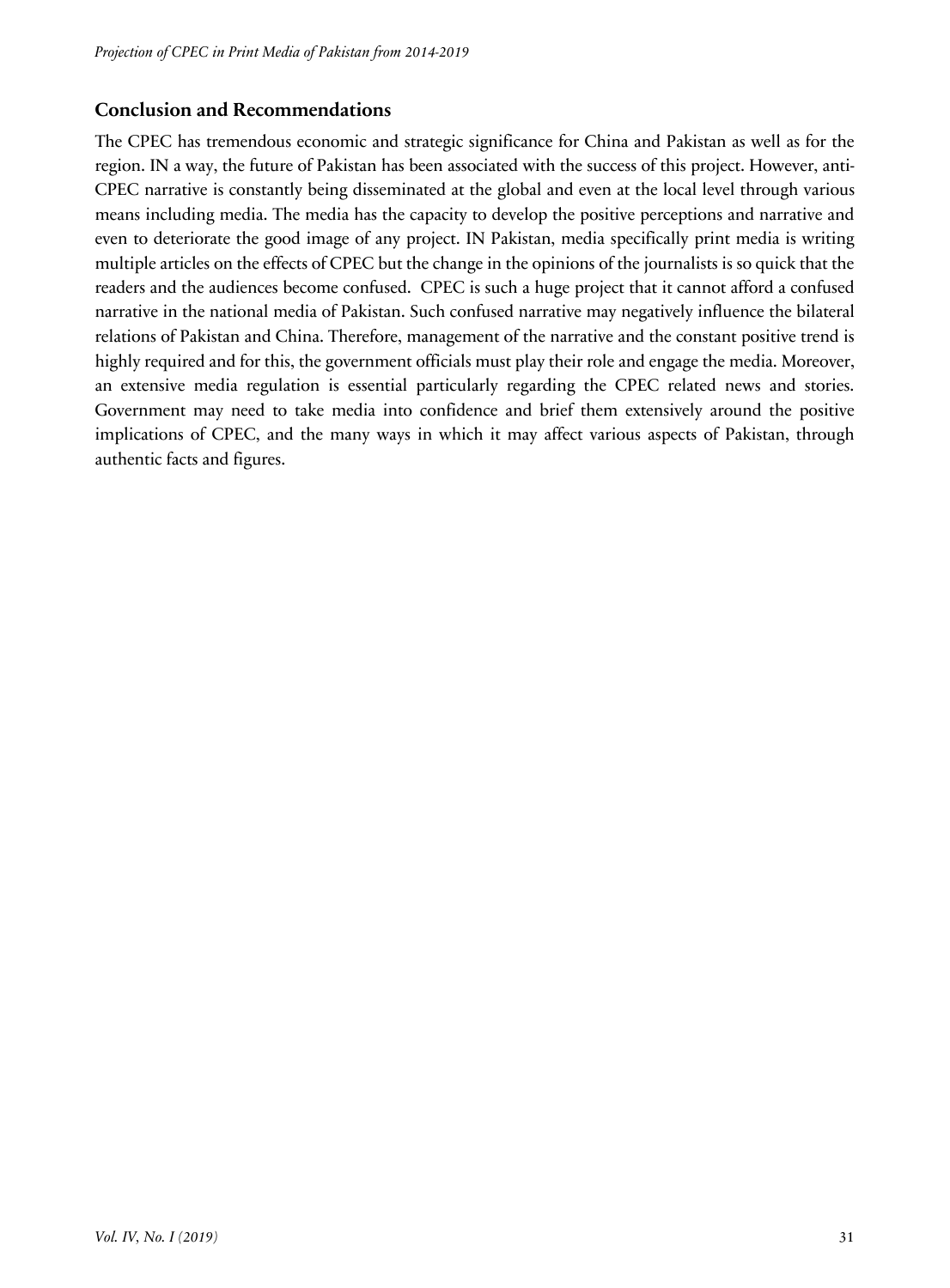## Conclusion and Recommendations

The CPEC has tremendous economic and strategic significance for China and Pakistan as well as for the region. IN a way, the future of Pakistan has been associated with the success of this project. However, anti-CPEC narrative is constantly being disseminated at the global and even at the local level through various means including media. The media has the capacity to develop the positive perceptions and narrative and even to deteriorate the good image of any project. IN Pakistan, media specifically print media is writing multiple articles on the effects of CPEC but the change in the opinions of the journalists is so quick that the readers and the audiences become confused. CPEC is such a huge project that it cannot afford a confused narrative in the national media of Pakistan. Such confused narrative may negatively influence the bilateral relations of Pakistan and China. Therefore, management of the narrative and the constant positive trend is highly required and for this, the government officials must play their role and engage the media. Moreover, an extensive media regulation is essential particularly regarding the CPEC related news and stories. Government may need to take media into confidence and brief them extensively around the positive implications of CPEC, and the many ways in which it may affect various aspects of Pakistan, through authentic facts and figures.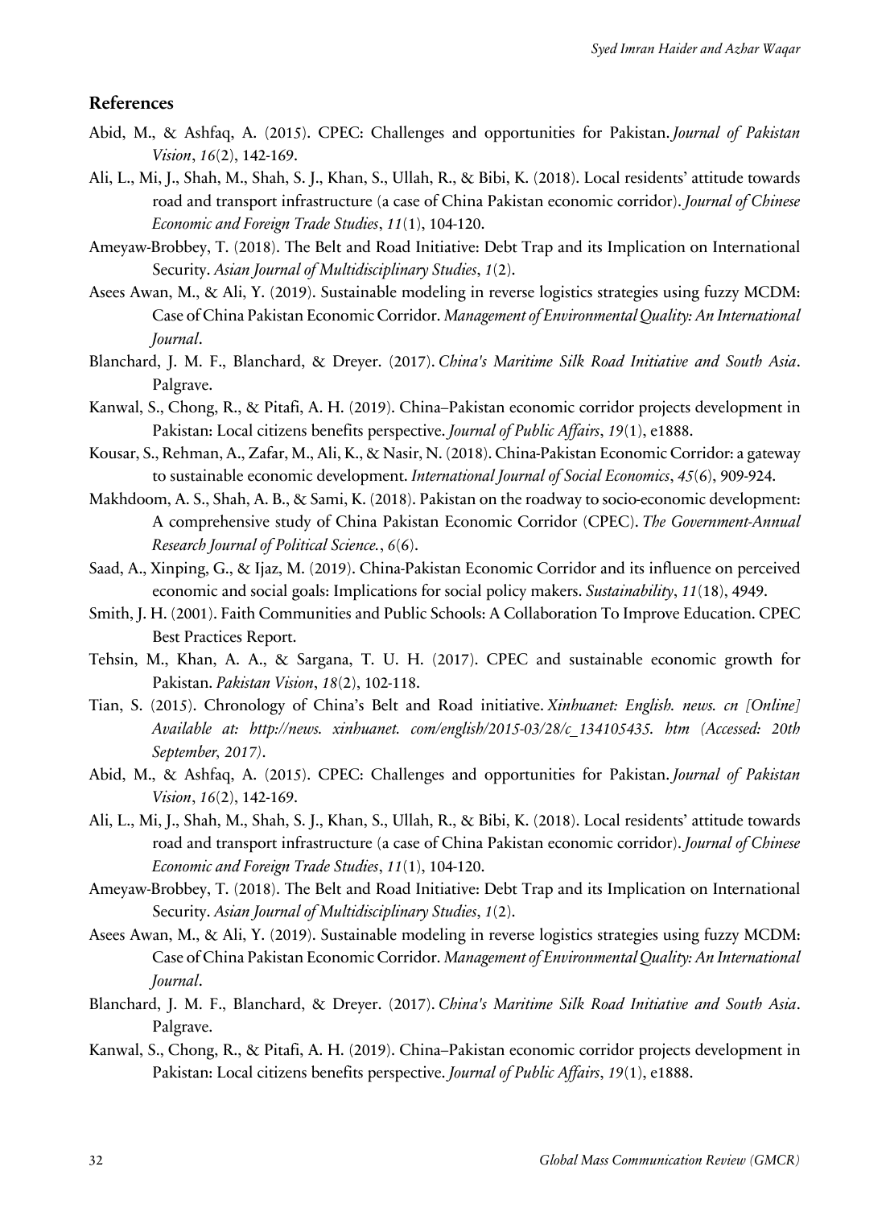## References

Abid, M., & Ashfaq, A. (2015). CPEC: Challenges and opportunities for Pakistan. *Journal of Pakistan Vision*, *16*(2), 142-169.

Ali, L., Mi, J., Shah, M., Shah, S. J., Khan, S., Ullah, R., & Bibi, K. (2018). Local residents' attitude towards road and transport infrastructure (a case of China Pakistan economic corridor). *Journal of Chinese Economic and Foreign Trade Studies*, *11*(1), 104-120.

Ameyaw-Brobbey, T. (2018). The Belt and Road Initiative: Debt Trap and its Implication on International Security. *Asian Journal of Multidisciplinary Studies*, *1*(2).

Asees Awan, M., & Ali, Y. (2019). Sustainable modeling in reverse logistics strategies using fuzzy MCDM: Case of China Pakistan Economic Corridor. *Management of Environmental Quality: An International Journal*.

Blanchard, J. M. F., Blanchard, & Dreyer. (2017). *China's Maritime Silk Road Initiative and South Asia*. Palgrave.

Kanwal, S., Chong, R., & Pitafi, A. H. (2019). China–Pakistan economic corridor projects development in Pakistan: Local citizens benefits perspective. *Journal of Public Affairs*, *19*(1), e1888.

Kousar, S., Rehman, A., Zafar, M., Ali, K., & Nasir, N. (2018). China-Pakistan Economic Corridor: a gateway to sustainable economic development. *International Journal of Social Economics*, *45*(6), 909-924.

Makhdoom, A. S., Shah, A. B., & Sami, K. (2018). Pakistan on the roadway to socio-economic development: A comprehensive study of China Pakistan Economic Corridor (CPEC). *The Government-Annual Research Journal of Political Science.*, *6*(6).

Saad, A., Xinping, G., & Ijaz, M. (2019). China-Pakistan Economic Corridor and its influence on perceived economic and social goals: Implications for social policy makers. *Sustainability*, *11*(18), 4949.

Smith, J. H. (2001). Faith Communities and Public Schools: A Collaboration To Improve Education. CPEC Best Practices Report.

Tehsin, M., Khan, A. A., & Sargana, T. U. H. (2017). CPEC and sustainable economic growth for Pakistan. *Pakistan Vision*, *18*(2), 102-118.

Tian, S. (2015). Chronology of China's Belt and Road initiative. *Xinhuanet: English. news. cn [Online] Available at: http://news. xinhuanet. com/english/2015-03/28/c_134105435. htm (Accessed: 20th September, 2017)*.

Abid, M., & Ashfaq, A. (2015). CPEC: Challenges and opportunities for Pakistan. *Journal of Pakistan Vision*, *16*(2), 142-169.

Ali, L., Mi, J., Shah, M., Shah, S. J., Khan, S., Ullah, R., & Bibi, K. (2018). Local residents' attitude towards road and transport infrastructure (a case of China Pakistan economic corridor). *Journal of Chinese Economic and Foreign Trade Studies*, *11*(1), 104-120.

Ameyaw-Brobbey, T. (2018). The Belt and Road Initiative: Debt Trap and its Implication on International Security. *Asian Journal of Multidisciplinary Studies*, *1*(2).

Asees Awan, M., & Ali, Y. (2019). Sustainable modeling in reverse logistics strategies using fuzzy MCDM: Case of China Pakistan Economic Corridor. *Management of Environmental Quality: An International Journal*.

Blanchard, J. M. F., Blanchard, & Dreyer. (2017). *China's Maritime Silk Road Initiative and South Asia*. Palgrave.

Kanwal, S., Chong, R., & Pitafi, A. H. (2019). China–Pakistan economic corridor projects development in Pakistan: Local citizens benefits perspective. *Journal of Public Affairs*, *19*(1), e1888.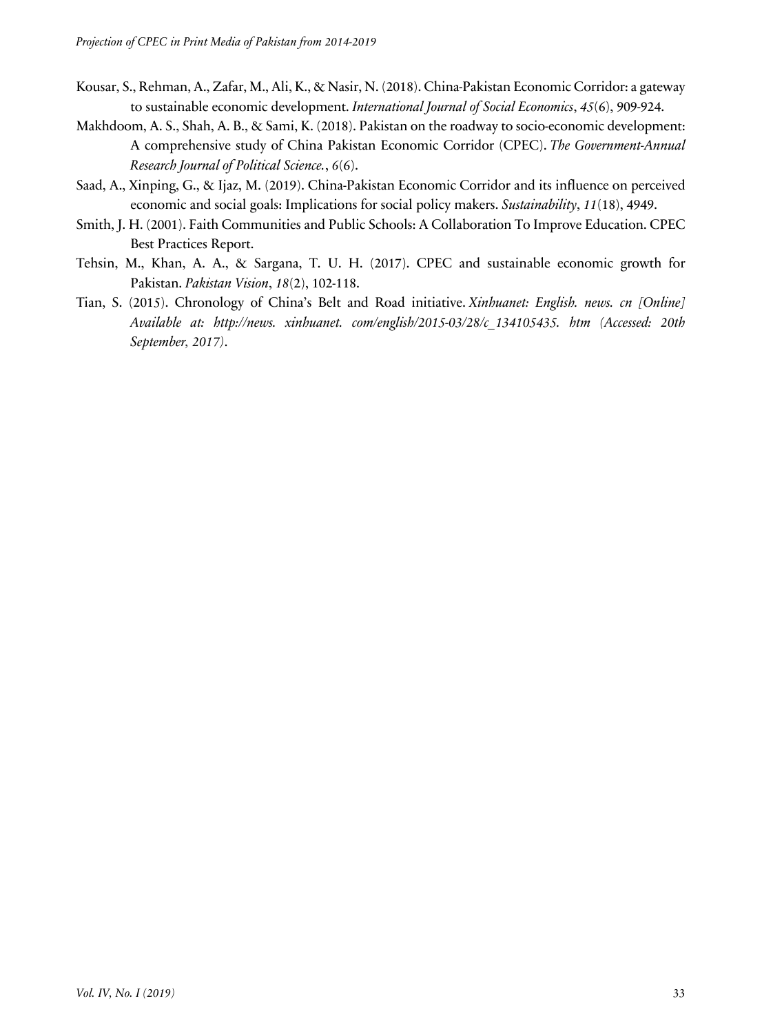Kousar, S., Rehman, A., Zafar, M., Ali, K., & Nasir, N. (2018). China-Pakistan Economic Corridor: a gateway to sustainable economic development. *International Journal of Social Economics*, *45*(6), 909-924.

Makhdoom, A. S., Shah, A. B., & Sami, K. (2018). Pakistan on the roadway to socio-economic development: A comprehensive study of China Pakistan Economic Corridor (CPEC). *The Government-Annual Research Journal of Political Science.*, *6*(6).

Saad, A., Xinping, G., & Ijaz, M. (2019). China-Pakistan Economic Corridor and its influence on perceived economic and social goals: Implications for social policy makers. *Sustainability*, *11*(18), 4949.

Smith, J. H. (2001). Faith Communities and Public Schools: A Collaboration To Improve Education. CPEC Best Practices Report.

Tehsin, M., Khan, A. A., & Sargana, T. U. H. (2017). CPEC and sustainable economic growth for Pakistan. *Pakistan Vision*, *18*(2), 102-118.

Tian, S. (2015). Chronology of China's Belt and Road initiative. *Xinhuanet: English. news. cn [Online] Available at: http://news. xinhuanet. com/english/2015-03/28/c_134105435. htm (Accessed: 20th September, 2017)*.